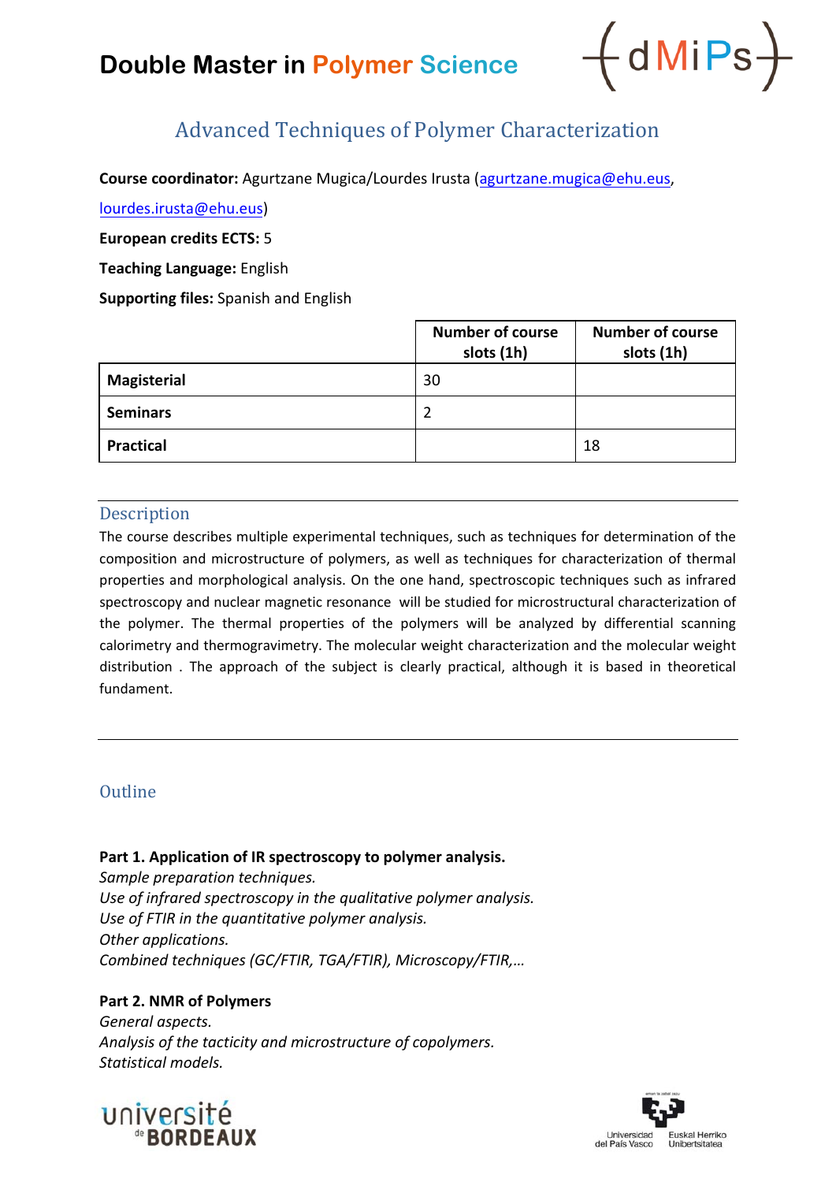# Double Master in Polymer Science

{dMiPs}

## Advanced Techniques of Polymer Characterization

**Course coordinator:** Agurtzane Mugica/Lourdes Irusta (agurtzane.mugica@ehu.eus, lourdes.irusta@ehu.eus)

**European credits ECTS:** 5

**Teaching Language:** English

**Supporting files:** Spanish and English

| | Number of course slots (1h) | Number of course slots (1h) |
|---|---|---|
| **Magisterial** | 30 | |
| **Seminars** | 2 | |
| **Practical** | | 18 |

### Description

The course describes multiple experimental techniques, such as techniques for determination of the composition and microstructure of polymers, as well as techniques for characterization of thermal properties and morphological analysis. On the one hand, spectroscopic techniques such as infrared spectroscopy and nuclear magnetic resonance will be studied for microstructural characterization of the polymer. The thermal properties of the polymers will be analyzed by differential scanning calorimetry and thermogravimetry. The molecular weight characterization and the molecular weight distribution . The approach of the subject is clearly practical, although it is based in theoretical fundament.

### Outline

**Part 1. Application of IR spectroscopy to polymer analysis.**
*Sample preparation techniques.*
*Use of infrared spectroscopy in the qualitative polymer analysis.*
*Use of FTIR in the quantitative polymer analysis.*
*Other applications.*
*Combined techniques (GC/FTIR, TGA/FTIR), Microscopy/FTIR,…*

**Part 2. NMR of Polymers**
*General aspects.*
*Analysis of the tacticity and microstructure of copolymers.*
*Statistical models.*

université de BORDEAUX

Universidad del País Vasco / Euskal Herriko Unibertsitatea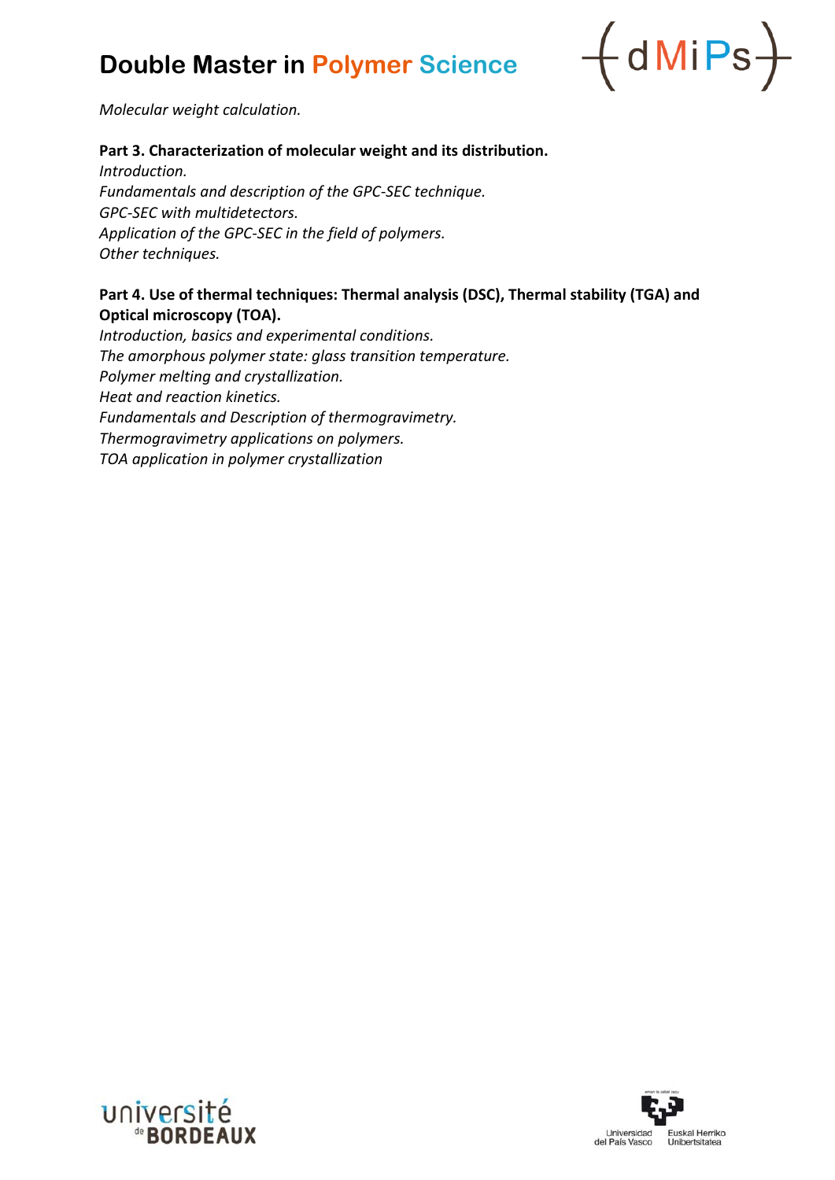*Molecular weight calculation.*

**Part 3. Characterization of molecular weight and its distribution.**

*Introduction.*
*Fundamentals and description of the GPC-SEC technique.*
*GPC-SEC with multidetectors.*
*Application of the GPC-SEC in the field of polymers.*
*Other techniques.*

**Part 4. Use of thermal techniques: Thermal analysis (DSC), Thermal stability (TGA) and Optical microscopy (TOA).**

*Introduction, basics and experimental conditions.*
*The amorphous polymer state: glass transition temperature.*
*Polymer melting and crystallization.*
*Heat and reaction kinetics.*
*Fundamentals and Description of thermogravimetry.*
*Thermogravimetry applications on polymers.*
*TOA application in polymer crystallization*